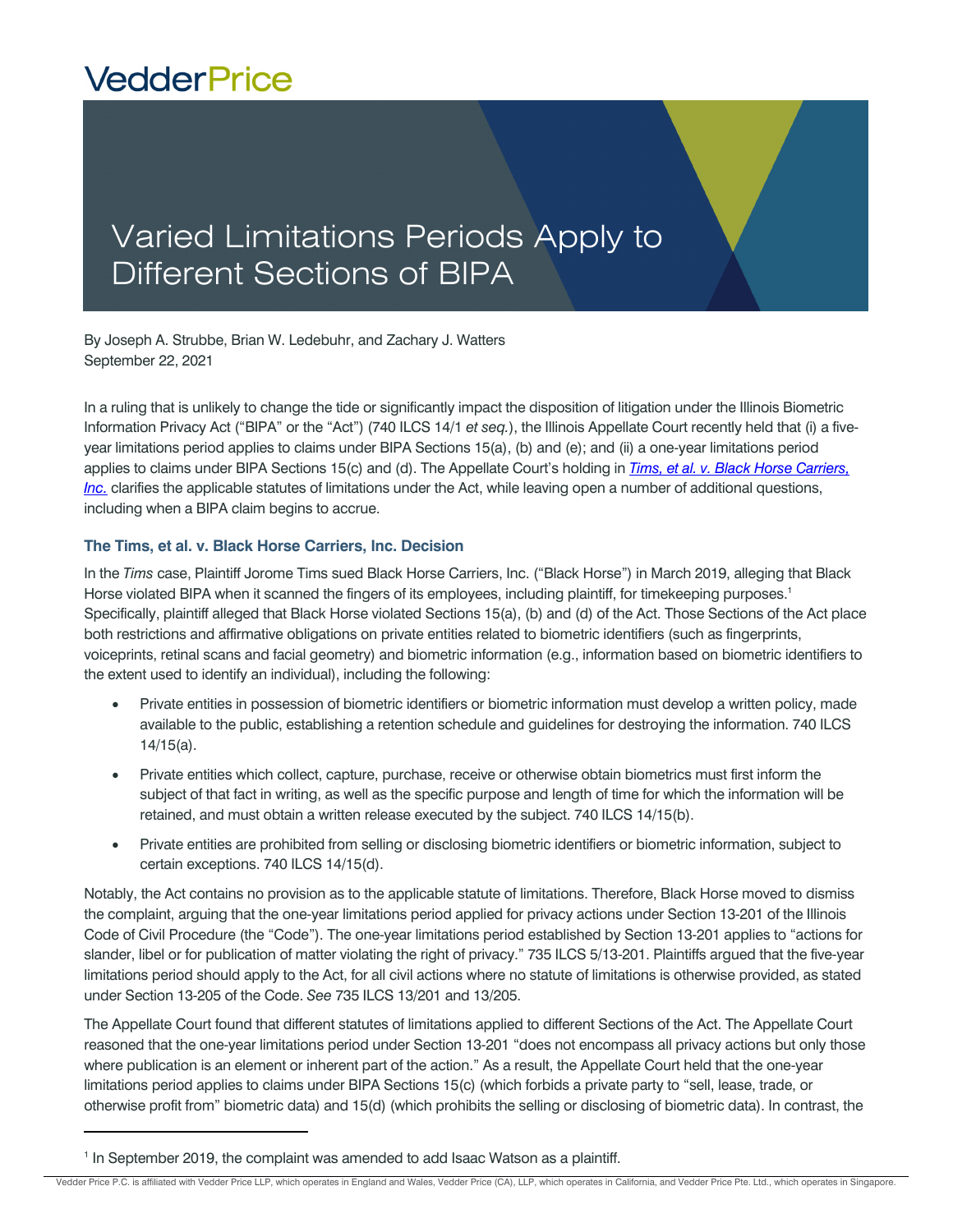# Varied Limitations Periods Apply to Different Sections of BIPA

By Joseph A. Strubbe, Brian W. Ledebuhr, and Zachary J. Watters
September 22, 2021

In a ruling that is unlikely to change the tide or significantly impact the disposition of litigation under the Illinois Biometric Information Privacy Act ("BIPA" or the "Act") (740 ILCS 14/1 *et seq.*), the Illinois Appellate Court recently held that (i) a five-year limitations period applies to claims under BIPA Sections 15(a), (b) and (e); and (ii) a one-year limitations period applies to claims under BIPA Sections 15(c) and (d). The Appellate Court's holding in *Tims, et al. v. Black Horse Carriers, Inc.* clarifies the applicable statutes of limitations under the Act, while leaving open a number of additional questions, including when a BIPA claim begins to accrue.

### The Tims, et al. v. Black Horse Carriers, Inc. Decision

In the *Tims* case, Plaintiff Jorome Tims sued Black Horse Carriers, Inc. ("Black Horse") in March 2019, alleging that Black Horse violated BIPA when it scanned the fingers of its employees, including plaintiff, for timekeeping purposes.[1] Specifically, plaintiff alleged that Black Horse violated Sections 15(a), (b) and (d) of the Act. Those Sections of the Act place both restrictions and affirmative obligations on private entities related to biometric identifiers (such as fingerprints, voiceprints, retinal scans and facial geometry) and biometric information (e.g., information based on biometric identifiers to the extent used to identify an individual), including the following:

- Private entities in possession of biometric identifiers or biometric information must develop a written policy, made available to the public, establishing a retention schedule and guidelines for destroying the information. 740 ILCS 14/15(a).
- Private entities which collect, capture, purchase, receive or otherwise obtain biometrics must first inform the subject of that fact in writing, as well as the specific purpose and length of time for which the information will be retained, and must obtain a written release executed by the subject. 740 ILCS 14/15(b).
- Private entities are prohibited from selling or disclosing biometric identifiers or biometric information, subject to certain exceptions. 740 ILCS 14/15(d).

Notably, the Act contains no provision as to the applicable statute of limitations. Therefore, Black Horse moved to dismiss the complaint, arguing that the one-year limitations period applied for privacy actions under Section 13-201 of the Illinois Code of Civil Procedure (the "Code"). The one-year limitations period established by Section 13-201 applies to "actions for slander, libel or for publication of matter violating the right of privacy." 735 ILCS 5/13-201. Plaintiffs argued that the five-year limitations period should apply to the Act, for all civil actions where no statute of limitations is otherwise provided, as stated under Section 13-205 of the Code. *See* 735 ILCS 13/201 and 13/205.

The Appellate Court found that different statutes of limitations applied to different Sections of the Act. The Appellate Court reasoned that the one-year limitations period under Section 13-201 "does not encompass all privacy actions but only those where publication is an element or inherent part of the action." As a result, the Appellate Court held that the one-year limitations period applies to claims under BIPA Sections 15(c) (which forbids a private party to "sell, lease, trade, or otherwise profit from" biometric data) and 15(d) (which prohibits the selling or disclosing of biometric data). In contrast, the

[1] In September 2019, the complaint was amended to add Isaac Watson as a plaintiff.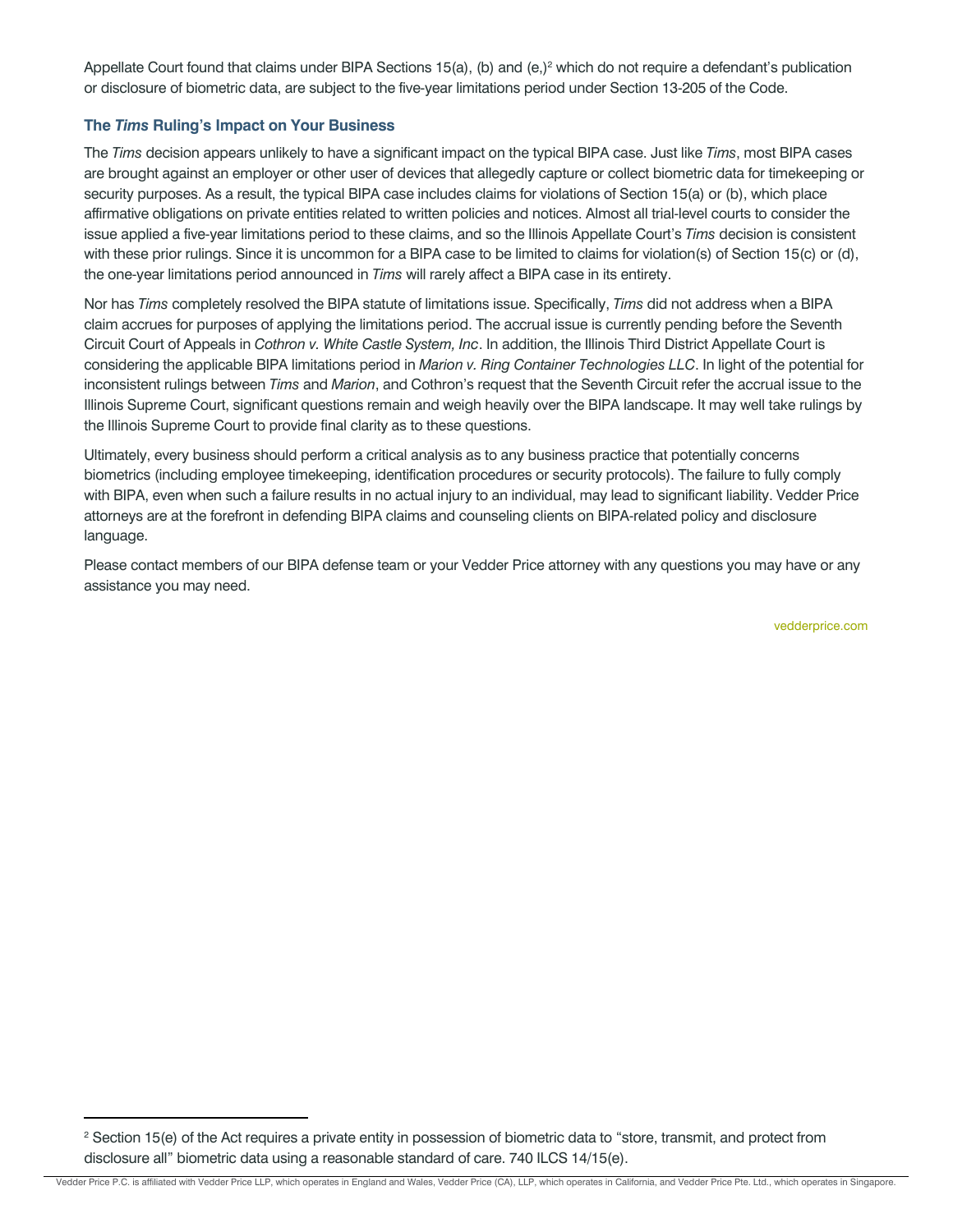Appellate Court found that claims under BIPA Sections 15(a), (b) and (e,)[2] which do not require a defendant's publication or disclosure of biometric data, are subject to the five-year limitations period under Section 13-205 of the Code.

### The *Tims* Ruling's Impact on Your Business

The *Tims* decision appears unlikely to have a significant impact on the typical BIPA case. Just like *Tims*, most BIPA cases are brought against an employer or other user of devices that allegedly capture or collect biometric data for timekeeping or security purposes. As a result, the typical BIPA case includes claims for violations of Section 15(a) or (b), which place affirmative obligations on private entities related to written policies and notices. Almost all trial-level courts to consider the issue applied a five-year limitations period to these claims, and so the Illinois Appellate Court's *Tims* decision is consistent with these prior rulings. Since it is uncommon for a BIPA case to be limited to claims for violation(s) of Section 15(c) or (d), the one-year limitations period announced in *Tims* will rarely affect a BIPA case in its entirety.

Nor has *Tims* completely resolved the BIPA statute of limitations issue. Specifically, *Tims* did not address when a BIPA claim accrues for purposes of applying the limitations period. The accrual issue is currently pending before the Seventh Circuit Court of Appeals in *Cothron v. White Castle System, Inc*. In addition, the Illinois Third District Appellate Court is considering the applicable BIPA limitations period in *Marion v. Ring Container Technologies LLC*. In light of the potential for inconsistent rulings between *Tims* and *Marion*, and Cothron's request that the Seventh Circuit refer the accrual issue to the Illinois Supreme Court, significant questions remain and weigh heavily over the BIPA landscape. It may well take rulings by the Illinois Supreme Court to provide final clarity as to these questions.

Ultimately, every business should perform a critical analysis as to any business practice that potentially concerns biometrics (including employee timekeeping, identification procedures or security protocols). The failure to fully comply with BIPA, even when such a failure results in no actual injury to an individual, may lead to significant liability. Vedder Price attorneys are at the forefront in defending BIPA claims and counseling clients on BIPA-related policy and disclosure language.

Please contact members of our BIPA defense team or your Vedder Price attorney with any questions you may have or any assistance you may need.

vedderprice.com

---

[2] Section 15(e) of the Act requires a private entity in possession of biometric data to "store, transmit, and protect from disclosure all" biometric data using a reasonable standard of care. 740 ILCS 14/15(e).

Vedder Price P.C. is affiliated with Vedder Price LLP, which operates in England and Wales, Vedder Price (CA), LLP, which operates in California, and Vedder Price Pte. Ltd., which operates in Singapore.